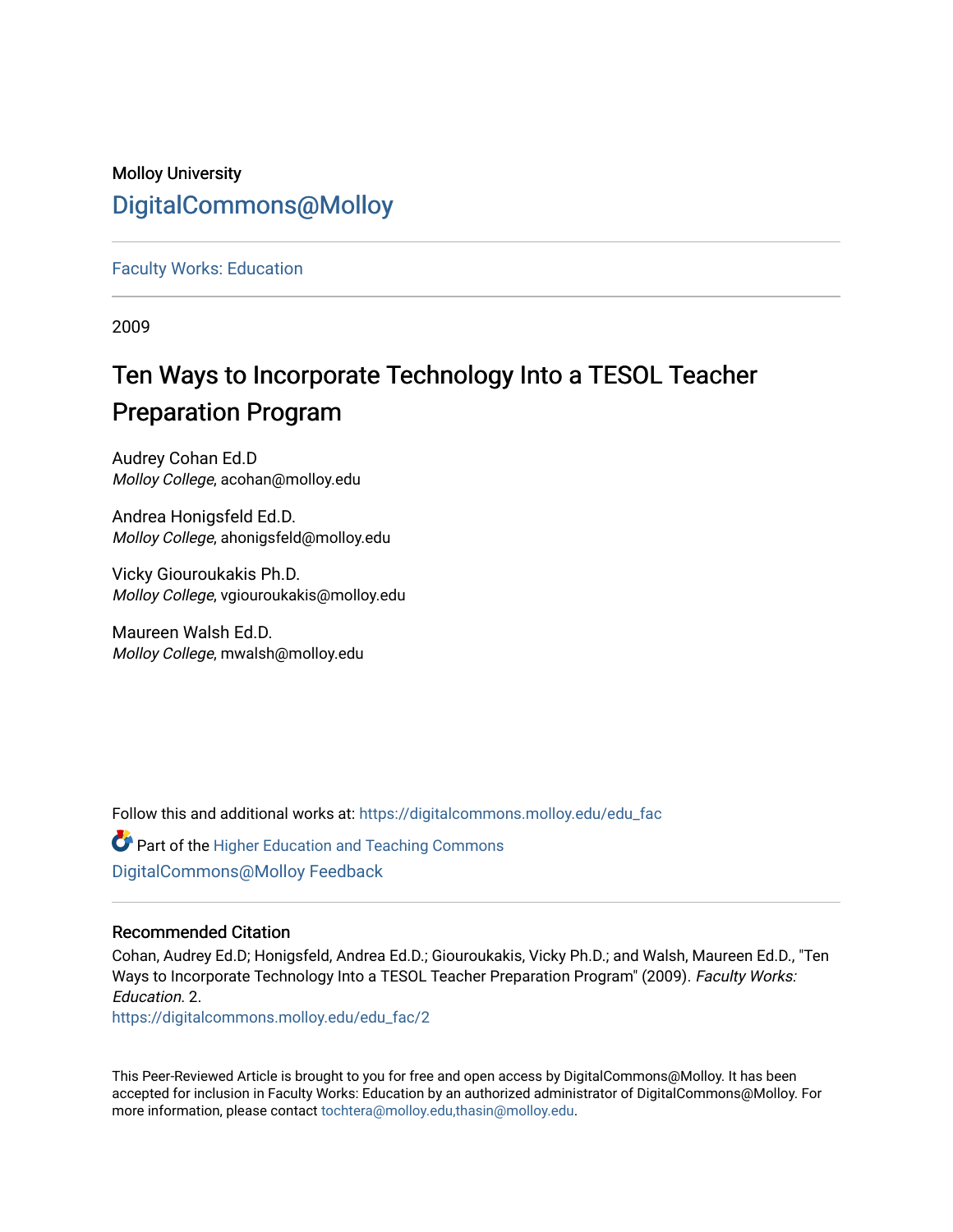Molloy University

DigitalCommons@Molloy

Faculty Works: Education

2009

# Ten Ways to Incorporate Technology Into a TESOL Teacher Preparation Program

Audrey Cohan Ed.D
*Molloy College*, acohan@molloy.edu

Andrea Honigsfeld Ed.D.
*Molloy College*, ahonigsfeld@molloy.edu

Vicky Giouroukakis Ph.D.
*Molloy College*, vgiouroukakis@molloy.edu

Maureen Walsh Ed.D.
*Molloy College*, mwalsh@molloy.edu

Follow this and additional works at: https://digitalcommons.molloy.edu/edu_fac

Part of the Higher Education and Teaching Commons

DigitalCommons@Molloy Feedback

## Recommended Citation

Cohan, Audrey Ed.D; Honigsfeld, Andrea Ed.D.; Giouroukakis, Vicky Ph.D.; and Walsh, Maureen Ed.D., "Ten Ways to Incorporate Technology Into a TESOL Teacher Preparation Program" (2009). *Faculty Works: Education*. 2.
https://digitalcommons.molloy.edu/edu_fac/2

This Peer-Reviewed Article is brought to you for free and open access by DigitalCommons@Molloy. It has been accepted for inclusion in Faculty Works: Education by an authorized administrator of DigitalCommons@Molloy. For more information, please contact tochtera@molloy.edu,thasin@molloy.edu.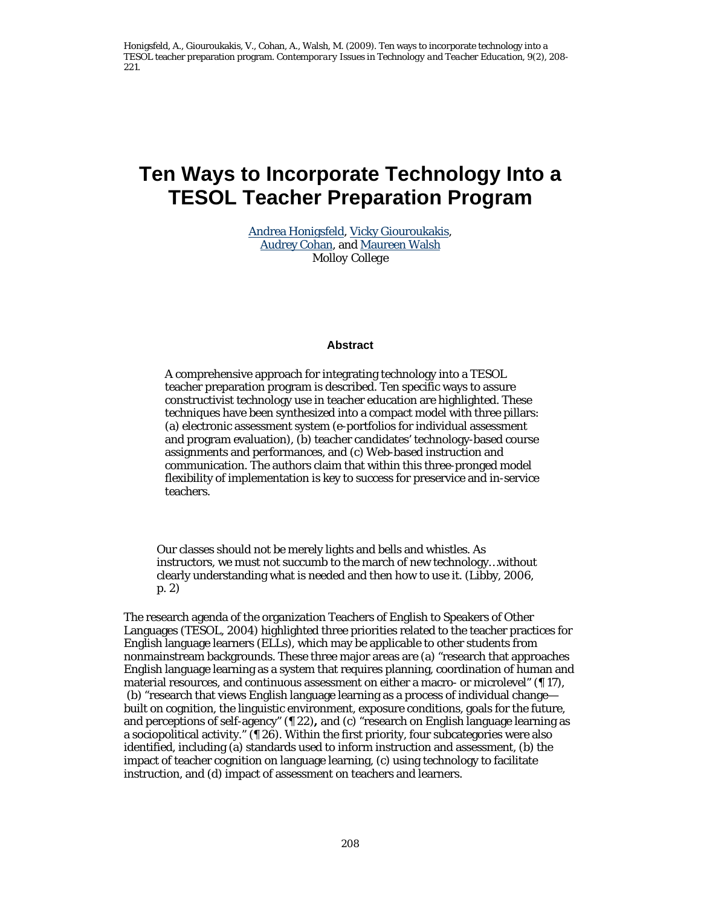Honigsfeld, A., Giouroukakis, V., Cohan, A., Walsh, M. (2009). Ten ways to incorporate technology into a TESOL teacher preparation program. *Contemporary Issues in Technology and Teacher Education, 9*(2), 208-221.

# Ten Ways to Incorporate Technology Into a TESOL Teacher Preparation Program

Andrea Honigsfeld, Vicky Giouroukakis,
Audrey Cohan, and Maureen Walsh
Molloy College

### Abstract

A comprehensive approach for integrating technology into a TESOL teacher preparation program is described. Ten specific ways to assure constructivist technology use in teacher education are highlighted. These techniques have been synthesized into a compact model with three pillars: (a) electronic assessment system (e-portfolios for individual assessment and program evaluation), (b) teacher candidates' technology-based course assignments and performances, and (c) Web-based instruction and communication. The authors claim that within this three-pronged model flexibility of implementation is key to success for preservice and in-service teachers.

> Our classes should not be merely lights and bells and whistles. As instructors, we must not succumb to the march of new technology…without clearly understanding what is needed and then how to use it. (Libby, 2006, p. 2)

The research agenda of the organization Teachers of English to Speakers of Other Languages (TESOL, 2004) highlighted three priorities related to the teacher practices for English language learners (ELLs), which may be applicable to other students from nonmainstream backgrounds. These three major areas are (a) "research that approaches English language learning as a system that requires planning, coordination of human and material resources, and continuous assessment on either a macro- or microlevel" (¶ 17), (b) "research that views English language learning as a process of individual change—built on cognition, the linguistic environment, exposure conditions, goals for the future, and perceptions of self-agency" (¶ 22)**,** and (c) "research on English language learning as a sociopolitical activity." (¶ 26). Within the first priority, four subcategories were also identified, including (a) standards used to inform instruction and assessment, (b) the impact of teacher cognition on language learning, (c) using technology to facilitate instruction, and (d) impact of assessment on teachers and learners.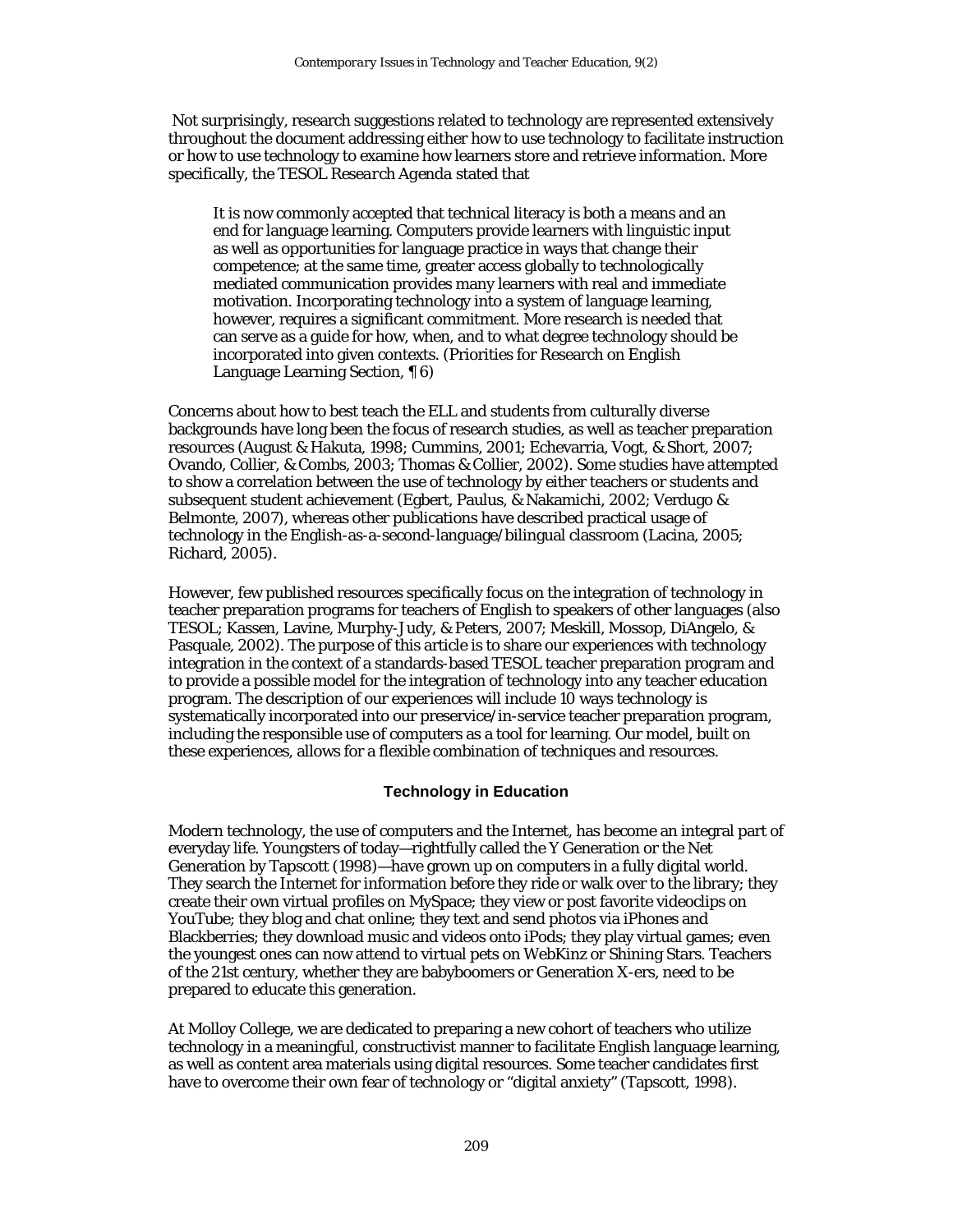Not surprisingly, research suggestions related to technology are represented extensively throughout the document addressing either how to use technology to facilitate instruction or how to use technology to examine how learners store and retrieve information. More specifically, the *TESOL Research Agenda* stated that

> It is now commonly accepted that technical literacy is both a means and an end for language learning. Computers provide learners with linguistic input as well as opportunities for language practice in ways that change their competence; at the same time, greater access globally to technologically mediated communication provides many learners with real and immediate motivation. Incorporating technology into a system of language learning, however, requires a significant commitment. More research is needed that can serve as a guide for how, when, and to what degree technology should be incorporated into given contexts. (Priorities for Research on English Language Learning Section, ¶ 6)

Concerns about how to best teach the ELL and students from culturally diverse backgrounds have long been the focus of research studies, as well as teacher preparation resources (August & Hakuta, 1998; Cummins, 2001; Echevarria, Vogt, & Short, 2007; Ovando, Collier, & Combs, 2003; Thomas & Collier, 2002). Some studies have attempted to show a correlation between the use of technology by either teachers or students and subsequent student achievement (Egbert, Paulus, & Nakamichi, 2002; Verdugo & Belmonte, 2007), whereas other publications have described practical usage of technology in the English-as-a-second-language/bilingual classroom (Lacina, 2005; Richard, 2005).

However, few published resources specifically focus on the integration of technology in teacher preparation programs for teachers of English to speakers of other languages (also TESOL; Kassen, Lavine, Murphy-Judy, & Peters, 2007; Meskill, Mossop, DiAngelo, & Pasquale, 2002). The purpose of this article is to share our experiences with technology integration in the context of a standards-based TESOL teacher preparation program and to provide a possible model for the integration of technology into any teacher education program. The description of our experiences will include 10 ways technology is systematically incorporated into our preservice/in-service teacher preparation program, including the responsible use of computers as a tool for learning. Our model, built on these experiences, allows for a flexible combination of techniques and resources.

## Technology in Education

Modern technology, the use of computers and the Internet, has become an integral part of everyday life. Youngsters of today—rightfully called the Y Generation or the Net Generation by Tapscott (1998)—have grown up on computers in a fully digital world. They search the Internet for information before they ride or walk over to the library; they create their own virtual profiles on MySpace; they view or post favorite videoclips on YouTube; they blog and chat online; they text and send photos via iPhones and Blackberries; they download music and videos onto iPods; they play virtual games; even the youngest ones can now attend to virtual pets on WebKinz or Shining Stars. Teachers of the 21st century, whether they are babyboomers or Generation X-ers, need to be prepared to educate this generation.

At Molloy College, we are dedicated to preparing a new cohort of teachers who utilize technology in a meaningful, constructivist manner to facilitate English language learning, as well as content area materials using digital resources. Some teacher candidates first have to overcome their own fear of technology or "digital anxiety" (Tapscott, 1998).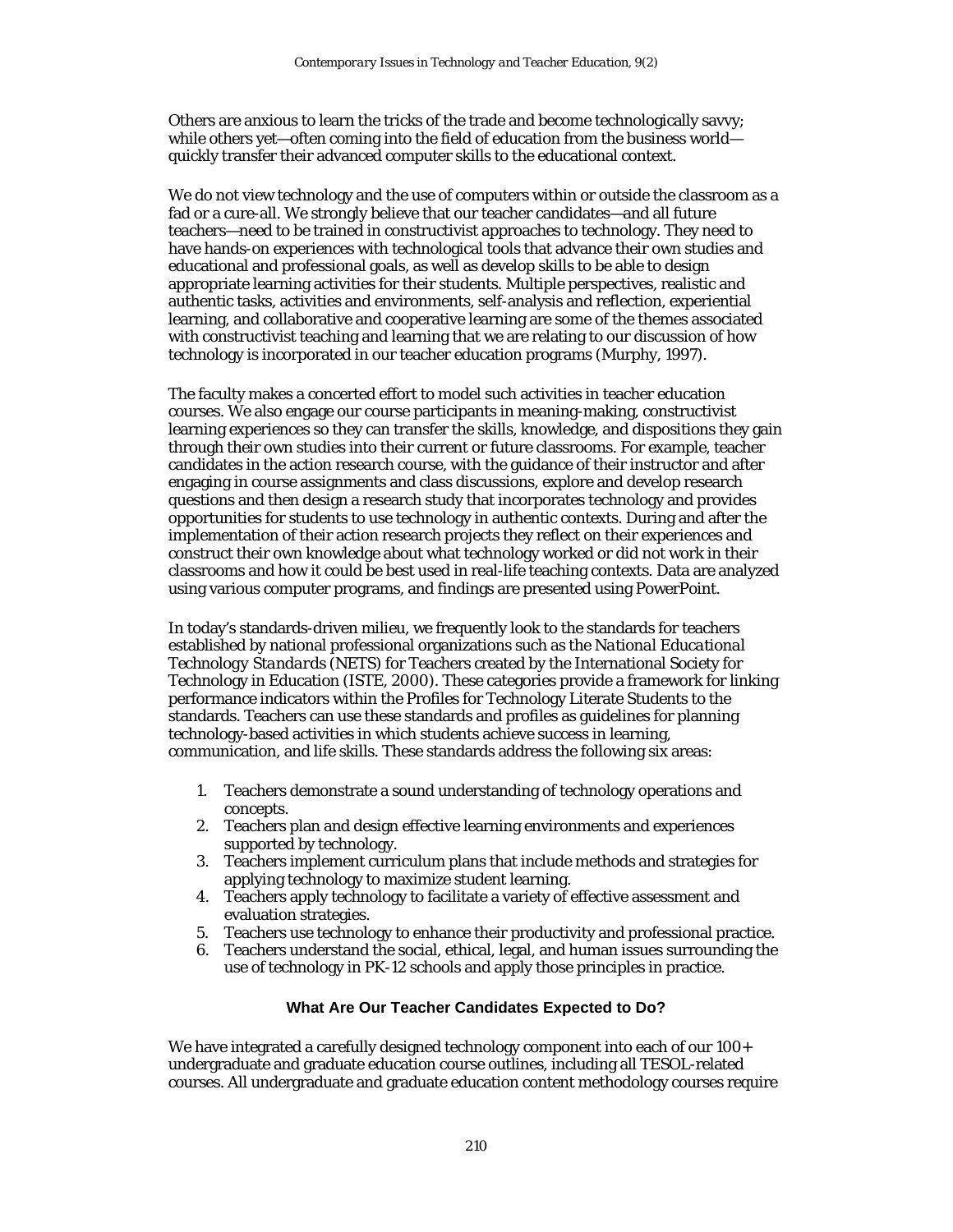Others are anxious to learn the tricks of the trade and become technologically savvy; while others yet—often coming into the field of education from the business world—quickly transfer their advanced computer skills to the educational context.

We do not view technology and the use of computers within or outside the classroom as a fad or a cure-all. We strongly believe that our teacher candidates—and all future teachers—need to be trained in constructivist approaches to technology. They need to have hands-on experiences with technological tools that advance their own studies and educational and professional goals, as well as develop skills to be able to design appropriate learning activities for their students. Multiple perspectives, realistic and authentic tasks, activities and environments, self-analysis and reflection, experiential learning, and collaborative and cooperative learning are some of the themes associated with constructivist teaching and learning that we are relating to our discussion of how technology is incorporated in our teacher education programs (Murphy, 1997).

The faculty makes a concerted effort to model such activities in teacher education courses. We also engage our course participants in meaning-making, constructivist learning experiences so they can transfer the skills, knowledge, and dispositions they gain through their own studies into their current or future classrooms. For example, teacher candidates in the action research course, with the guidance of their instructor and after engaging in course assignments and class discussions, explore and develop research questions and then design a research study that incorporates technology and provides opportunities for students to use technology in authentic contexts. During and after the implementation of their action research projects they reflect on their experiences and construct their own knowledge about what technology worked or did not work in their classrooms and how it could be best used in real-life teaching contexts. Data are analyzed using various computer programs, and findings are presented using PowerPoint.

In today's standards-driven milieu, we frequently look to the standards for teachers established by national professional organizations such as the *National Educational Technology Standards* (NETS) for Teachers created by the International Society for Technology in Education (ISTE, 2000). These categories provide a framework for linking performance indicators within the Profiles for Technology Literate Students to the standards. Teachers can use these standards and profiles as guidelines for planning technology-based activities in which students achieve success in learning, communication, and life skills. These standards address the following six areas:

1. Teachers demonstrate a sound understanding of technology operations and concepts.
2. Teachers plan and design effective learning environments and experiences supported by technology.
3. Teachers implement curriculum plans that include methods and strategies for applying technology to maximize student learning.
4. Teachers apply technology to facilitate a variety of effective assessment and evaluation strategies.
5. Teachers use technology to enhance their productivity and professional practice.
6. Teachers understand the social, ethical, legal, and human issues surrounding the use of technology in PK-12 schools and apply those principles in practice.

## What Are Our Teacher Candidates Expected to Do?

We have integrated a carefully designed technology component into each of our 100+ undergraduate and graduate education course outlines, including all TESOL-related courses. All undergraduate and graduate education content methodology courses require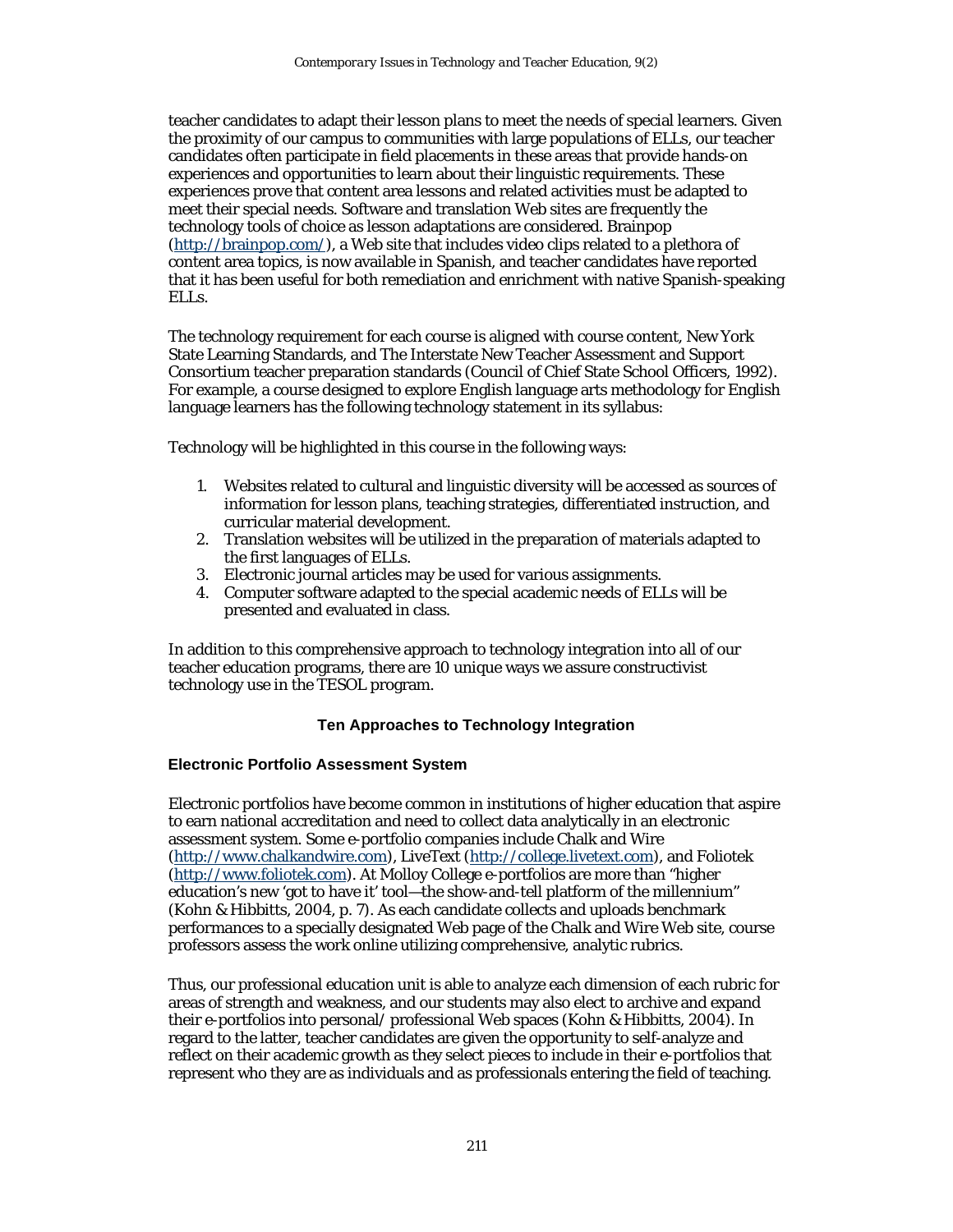teacher candidates to adapt their lesson plans to meet the needs of special learners. Given the proximity of our campus to communities with large populations of ELLs, our teacher candidates often participate in field placements in these areas that provide hands-on experiences and opportunities to learn about their linguistic requirements. These experiences prove that content area lessons and related activities must be adapted to meet their special needs. Software and translation Web sites are frequently the technology tools of choice as lesson adaptations are considered. Brainpop (http://brainpop.com/), a Web site that includes video clips related to a plethora of content area topics, is now available in Spanish, and teacher candidates have reported that it has been useful for both remediation and enrichment with native Spanish-speaking ELLs.

The technology requirement for each course is aligned with course content, New York State Learning Standards, and The Interstate New Teacher Assessment and Support Consortium teacher preparation standards (Council of Chief State School Officers, 1992). For example, a course designed to explore English language arts methodology for English language learners has the following technology statement in its syllabus:

Technology will be highlighted in this course in the following ways:

1. Websites related to cultural and linguistic diversity will be accessed as sources of information for lesson plans, teaching strategies, differentiated instruction, and curricular material development.
2. Translation websites will be utilized in the preparation of materials adapted to the first languages of ELLs.
3. Electronic journal articles may be used for various assignments.
4. Computer software adapted to the special academic needs of ELLs will be presented and evaluated in class.

In addition to this comprehensive approach to technology integration into all of our teacher education programs, there are 10 unique ways we assure constructivist technology use in the TESOL program.

## Ten Approaches to Technology Integration

### Electronic Portfolio Assessment System

Electronic portfolios have become common in institutions of higher education that aspire to earn national accreditation and need to collect data analytically in an electronic assessment system. Some e-portfolio companies include Chalk and Wire (http://www.chalkandwire.com), LiveText (http://college.livetext.com), and Foliotek (http://www.foliotek.com). At Molloy College e-portfolios are more than "higher education's new 'got to have it' tool—the show-and-tell platform of the millennium" (Kohn & Hibbitts, 2004, p. 7). As each candidate collects and uploads benchmark performances to a specially designated Web page of the Chalk and Wire Web site, course professors assess the work online utilizing comprehensive, analytic rubrics.

Thus, our professional education unit is able to analyze each dimension of each rubric for areas of strength and weakness, and our students may also elect to archive and expand their e-portfolios into personal/ professional Web spaces (Kohn & Hibbitts, 2004). In regard to the latter, teacher candidates are given the opportunity to self-analyze and reflect on their academic growth as they select pieces to include in their e-portfolios that represent who they are as individuals and as professionals entering the field of teaching.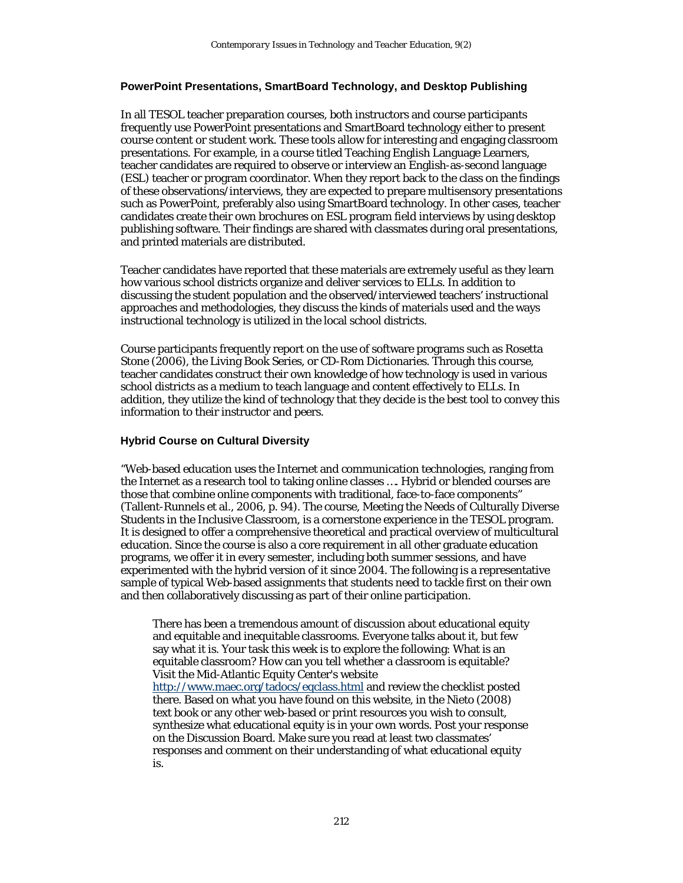### PowerPoint Presentations, SmartBoard Technology, and Desktop Publishing

In all TESOL teacher preparation courses, both instructors and course participants frequently use PowerPoint presentations and SmartBoard technology either to present course content or student work. These tools allow for interesting and engaging classroom presentations. For example, in a course titled Teaching English Language Learners, teacher candidates are required to observe or interview an English-as-second language (ESL) teacher or program coordinator. When they report back to the class on the findings of these observations/interviews, they are expected to prepare multisensory presentations such as PowerPoint, preferably also using SmartBoard technology. In other cases, teacher candidates create their own brochures on ESL program field interviews by using desktop publishing software. Their findings are shared with classmates during oral presentations, and printed materials are distributed.

Teacher candidates have reported that these materials are extremely useful as they learn how various school districts organize and deliver services to ELLs. In addition to discussing the student population and the observed/interviewed teachers' instructional approaches and methodologies, they discuss the kinds of materials used and the ways instructional technology is utilized in the local school districts.

Course participants frequently report on the use of software programs such as Rosetta Stone (2006), the Living Book Series, or CD-Rom Dictionaries. Through this course, teacher candidates construct their own knowledge of how technology is used in various school districts as a medium to teach language and content effectively to ELLs. In addition, they utilize the kind of technology that they decide is the best tool to convey this information to their instructor and peers.

### Hybrid Course on Cultural Diversity

"Web-based education uses the Internet and communication technologies, ranging from the Internet as a research tool to taking online classes …. Hybrid or blended courses are those that combine online components with traditional, face-to-face components" (Tallent-Runnels et al., 2006, p. 94). The course, Meeting the Needs of Culturally Diverse Students in the Inclusive Classroom, is a cornerstone experience in the TESOL program. It is designed to offer a comprehensive theoretical and practical overview of multicultural education. Since the course is also a core requirement in all other graduate education programs, we offer it in every semester, including both summer sessions, and have experimented with the hybrid version of it since 2004. The following is a representative sample of typical Web-based assignments that students need to tackle first on their own and then collaboratively discussing as part of their online participation.

> There has been a tremendous amount of discussion about educational equity and equitable and inequitable classrooms. Everyone talks about it, but few say what it is. Your task this week is to explore the following: What is an equitable classroom? How can you tell whether a classroom is equitable? Visit the Mid-Atlantic Equity Center's website http://www.maec.org/tadocs/eqclass.html and review the checklist posted there. Based on what you have found on this website, in the Nieto (2008) text book or any other web-based or print resources you wish to consult, synthesize what educational equity is in your own words. Post your response on the Discussion Board. Make sure you read at least two classmates' responses and comment on their understanding of what educational equity is.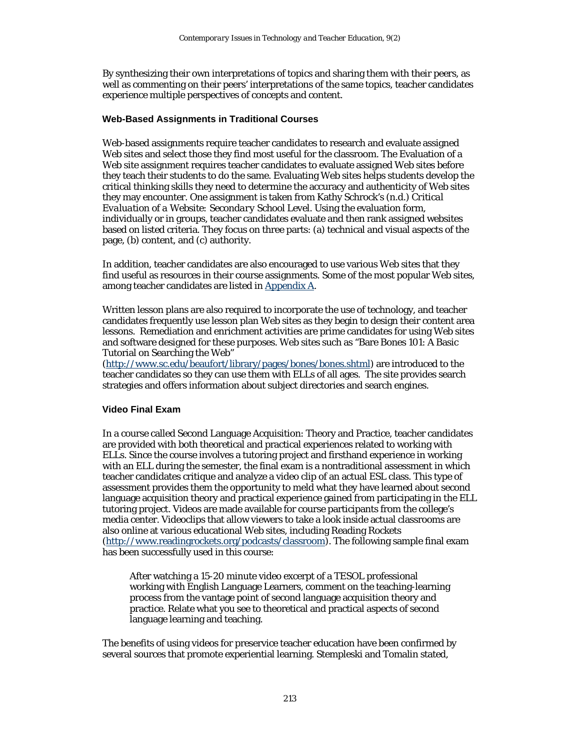By synthesizing their own interpretations of topics and sharing them with their peers, as well as commenting on their peers' interpretations of the same topics, teacher candidates experience multiple perspectives of concepts and content.

### Web-Based Assignments in Traditional Courses

Web-based assignments require teacher candidates to research and evaluate assigned Web sites and select those they find most useful for the classroom. The Evaluation of a Web site assignment requires teacher candidates to evaluate assigned Web sites before they teach their students to do the same. Evaluating Web sites helps students develop the critical thinking skills they need to determine the accuracy and authenticity of Web sites they may encounter. One assignment is taken from Kathy Schrock's (n.d.) *Critical Evaluation of a Website: Secondary School Level*. Using the evaluation form, individually or in groups, teacher candidates evaluate and then rank assigned websites based on listed criteria. They focus on three parts: (a) technical and visual aspects of the page, (b) content, and (c) authority.

In addition, teacher candidates are also encouraged to use various Web sites that they find useful as resources in their course assignments. Some of the most popular Web sites, among teacher candidates are listed in [Appendix A](#).

Written lesson plans are also required to incorporate the use of technology, and teacher candidates frequently use lesson plan Web sites as they begin to design their content area lessons. Remediation and enrichment activities are prime candidates for using Web sites and software designed for these purposes. Web sites such as "Bare Bones 101: A Basic Tutorial on Searching the Web" ([http://www.sc.edu/beaufort/library/pages/bones/bones.shtml](http://www.sc.edu/beaufort/library/pages/bones/bones.shtml)) are introduced to the teacher candidates so they can use them with ELLs of all ages. The site provides search strategies and offers information about subject directories and search engines.

### Video Final Exam

In a course called Second Language Acquisition: Theory and Practice, teacher candidates are provided with both theoretical and practical experiences related to working with ELLs. Since the course involves a tutoring project and firsthand experience in working with an ELL during the semester, the final exam is a nontraditional assessment in which teacher candidates critique and analyze a video clip of an actual ESL class. This type of assessment provides them the opportunity to meld what they have learned about second language acquisition theory and practical experience gained from participating in the ELL tutoring project. Videos are made available for course participants from the college's media center. Videoclips that allow viewers to take a look inside actual classrooms are also online at various educational Web sites, including Reading Rockets ([http://www.readingrockets.org/podcasts/classroom](http://www.readingrockets.org/podcasts/classroom)). The following sample final exam has been successfully used in this course:

> After watching a 15-20 minute video excerpt of a TESOL professional working with English Language Learners, comment on the teaching-learning process from the vantage point of second language acquisition theory and practice. Relate what you see to theoretical and practical aspects of second language learning and teaching.

The benefits of using videos for preservice teacher education have been confirmed by several sources that promote experiential learning. Stempleski and Tomalin stated,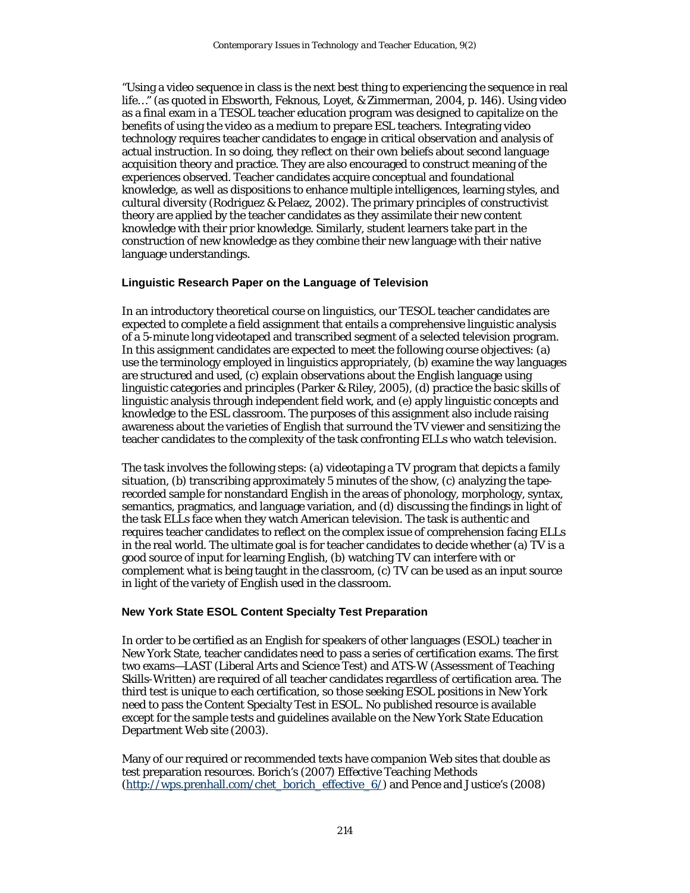"Using a video sequence in class is the next best thing to experiencing the sequence in real life…" (as quoted in Ebsworth, Feknous, Loyet, & Zimmerman, 2004, p. 146). Using video as a final exam in a TESOL teacher education program was designed to capitalize on the benefits of using the video as a medium to prepare ESL teachers. Integrating video technology requires teacher candidates to engage in critical observation and analysis of actual instruction. In so doing, they reflect on their own beliefs about second language acquisition theory and practice. They are also encouraged to construct meaning of the experiences observed. Teacher candidates acquire conceptual and foundational knowledge, as well as dispositions to enhance multiple intelligences, learning styles, and cultural diversity (Rodriguez & Pelaez, 2002). The primary principles of constructivist theory are applied by the teacher candidates as they assimilate their new content knowledge with their prior knowledge. Similarly, student learners take part in the construction of new knowledge as they combine their new language with their native language understandings.

### Linguistic Research Paper on the Language of Television

In an introductory theoretical course on linguistics, our TESOL teacher candidates are expected to complete a field assignment that entails a comprehensive linguistic analysis of a 5-minute long videotaped and transcribed segment of a selected television program. In this assignment candidates are expected to meet the following course objectives: (a) use the terminology employed in linguistics appropriately, (b) examine the way languages are structured and used, (c) explain observations about the English language using linguistic categories and principles (Parker & Riley, 2005), (d) practice the basic skills of linguistic analysis through independent field work, and (e) apply linguistic concepts and knowledge to the ESL classroom. The purposes of this assignment also include raising awareness about the varieties of English that surround the TV viewer and sensitizing the teacher candidates to the complexity of the task confronting ELLs who watch television.

The task involves the following steps: (a) videotaping a TV program that depicts a family situation, (b) transcribing approximately 5 minutes of the show, (c) analyzing the tape-recorded sample for nonstandard English in the areas of phonology, morphology, syntax, semantics, pragmatics, and language variation, and (d) discussing the findings in light of the task ELLs face when they watch American television. The task is authentic and requires teacher candidates to reflect on the complex issue of comprehension facing ELLs in the real world. The ultimate goal is for teacher candidates to decide whether (a) TV is a good source of input for learning English, (b) watching TV can interfere with or complement what is being taught in the classroom, (c) TV can be used as an input source in light of the variety of English used in the classroom.

### New York State ESOL Content Specialty Test Preparation

In order to be certified as an English for speakers of other languages (ESOL) teacher in New York State, teacher candidates need to pass a series of certification exams. The first two exams—LAST (Liberal Arts and Science Test) and ATS-W (Assessment of Teaching Skills-Written) are required of all teacher candidates regardless of certification area. The third test is unique to each certification, so those seeking ESOL positions in New York need to pass the Content Specialty Test in ESOL. No published resource is available except for the sample tests and guidelines available on the New York State Education Department Web site (2003).

Many of our required or recommended texts have companion Web sites that double as test preparation resources. Borich's (2007) *Effective Teaching Methods* (http://wps.prenhall.com/chet_borich_effective_6/) and Pence and Justice's (2008)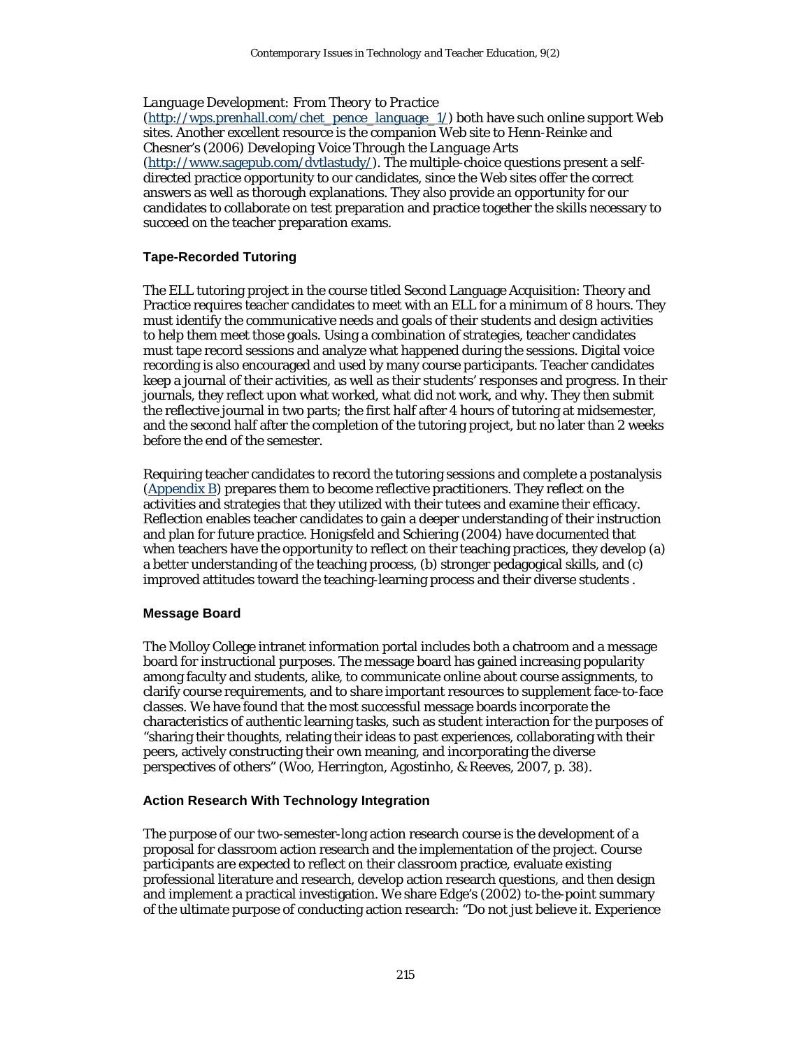*Language Development: From Theory to Practice* (http://wps.prenhall.com/chet_pence_language_1/) both have such online support Web sites. Another excellent resource is the companion Web site to Henn-Reinke and Chesner's (2006) *Developing Voice Through the Language Arts* (http://www.sagepub.com/dvtlastudy/). The multiple-choice questions present a self-directed practice opportunity to our candidates, since the Web sites offer the correct answers as well as thorough explanations. They also provide an opportunity for our candidates to collaborate on test preparation and practice together the skills necessary to succeed on the teacher preparation exams.

### Tape-Recorded Tutoring

The ELL tutoring project in the course titled Second Language Acquisition: Theory and Practice requires teacher candidates to meet with an ELL for a minimum of 8 hours. They must identify the communicative needs and goals of their students and design activities to help them meet those goals. Using a combination of strategies, teacher candidates must tape record sessions and analyze what happened during the sessions. Digital voice recording is also encouraged and used by many course participants. Teacher candidates keep a journal of their activities, as well as their students' responses and progress. In their journals, they reflect upon what worked, what did not work, and why. They then submit the reflective journal in two parts; the first half after 4 hours of tutoring at midsemester, and the second half after the completion of the tutoring project, but no later than 2 weeks before the end of the semester.

Requiring teacher candidates to record the tutoring sessions and complete a postanalysis (Appendix B) prepares them to become reflective practitioners. They reflect on the activities and strategies that they utilized with their tutees and examine their efficacy. Reflection enables teacher candidates to gain a deeper understanding of their instruction and plan for future practice. Honigsfeld and Schiering (2004) have documented that when teachers have the opportunity to reflect on their teaching practices, they develop (a) a better understanding of the teaching process, (b) stronger pedagogical skills, and (c) improved attitudes toward the teaching-learning process and their diverse students .

### Message Board

The Molloy College intranet information portal includes both a chatroom and a message board for instructional purposes. The message board has gained increasing popularity among faculty and students, alike, to communicate online about course assignments, to clarify course requirements, and to share important resources to supplement face-to-face classes. We have found that the most successful message boards incorporate the characteristics of authentic learning tasks, such as student interaction for the purposes of "sharing their thoughts, relating their ideas to past experiences, collaborating with their peers, actively constructing their own meaning, and incorporating the diverse perspectives of others" (Woo, Herrington, Agostinho, & Reeves, 2007, p. 38).

### Action Research With Technology Integration

The purpose of our two-semester-long action research course is the development of a proposal for classroom action research and the implementation of the project. Course participants are expected to reflect on their classroom practice, evaluate existing professional literature and research, develop action research questions, and then design and implement a practical investigation. We share Edge's (2002) to-the-point summary of the ultimate purpose of conducting action research: "Do not just believe it. Experience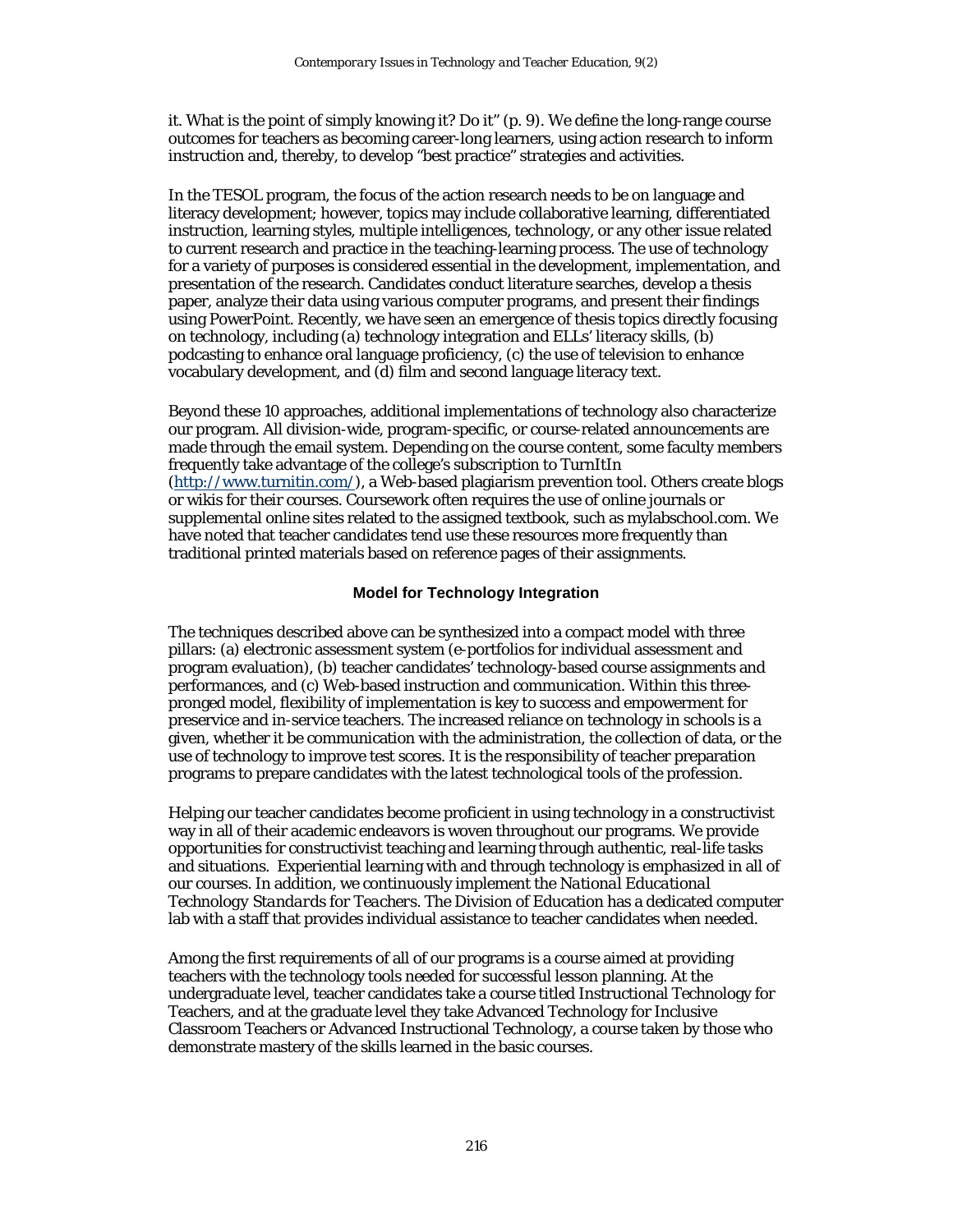it. What is the point of simply knowing it? Do it" (p. 9). We define the long-range course outcomes for teachers as becoming career-long learners, using action research to inform instruction and, thereby, to develop "best practice" strategies and activities.

In the TESOL program, the focus of the action research needs to be on language and literacy development; however, topics may include collaborative learning, differentiated instruction, learning styles, multiple intelligences, technology, or any other issue related to current research and practice in the teaching-learning process. The use of technology for a variety of purposes is considered essential in the development, implementation, and presentation of the research. Candidates conduct literature searches, develop a thesis paper, analyze their data using various computer programs, and present their findings using PowerPoint. Recently, we have seen an emergence of thesis topics directly focusing on technology, including (a) technology integration and ELLs' literacy skills, (b) podcasting to enhance oral language proficiency, (c) the use of television to enhance vocabulary development, and (d) film and second language literacy text.

Beyond these 10 approaches, additional implementations of technology also characterize our program. All division-wide, program-specific, or course-related announcements are made through the email system. Depending on the course content, some faculty members frequently take advantage of the college's subscription to TurnItIn (http://www.turnitin.com/), a Web-based plagiarism prevention tool. Others create blogs or wikis for their courses. Coursework often requires the use of online journals or supplemental online sites related to the assigned textbook, such as mylabschool.com. We have noted that teacher candidates tend use these resources more frequently than traditional printed materials based on reference pages of their assignments.

### Model for Technology Integration

The techniques described above can be synthesized into a compact model with three pillars: (a) electronic assessment system (e-portfolios for individual assessment and program evaluation), (b) teacher candidates' technology-based course assignments and performances, and (c) Web-based instruction and communication. Within this three-pronged model, flexibility of implementation is key to success and empowerment for preservice and in-service teachers. The increased reliance on technology in schools is a given, whether it be communication with the administration, the collection of data, or the use of technology to improve test scores. It is the responsibility of teacher preparation programs to prepare candidates with the latest technological tools of the profession.

Helping our teacher candidates become proficient in using technology in a constructivist way in all of their academic endeavors is woven throughout our programs. We provide opportunities for constructivist teaching and learning through authentic, real-life tasks and situations. Experiential learning with and through technology is emphasized in all of our courses. In addition, we continuously implement the *National Educational Technology Standards for Teachers*. The Division of Education has a dedicated computer lab with a staff that provides individual assistance to teacher candidates when needed.

Among the first requirements of all of our programs is a course aimed at providing teachers with the technology tools needed for successful lesson planning. At the undergraduate level, teacher candidates take a course titled Instructional Technology for Teachers, and at the graduate level they take Advanced Technology for Inclusive Classroom Teachers or Advanced Instructional Technology, a course taken by those who demonstrate mastery of the skills learned in the basic courses.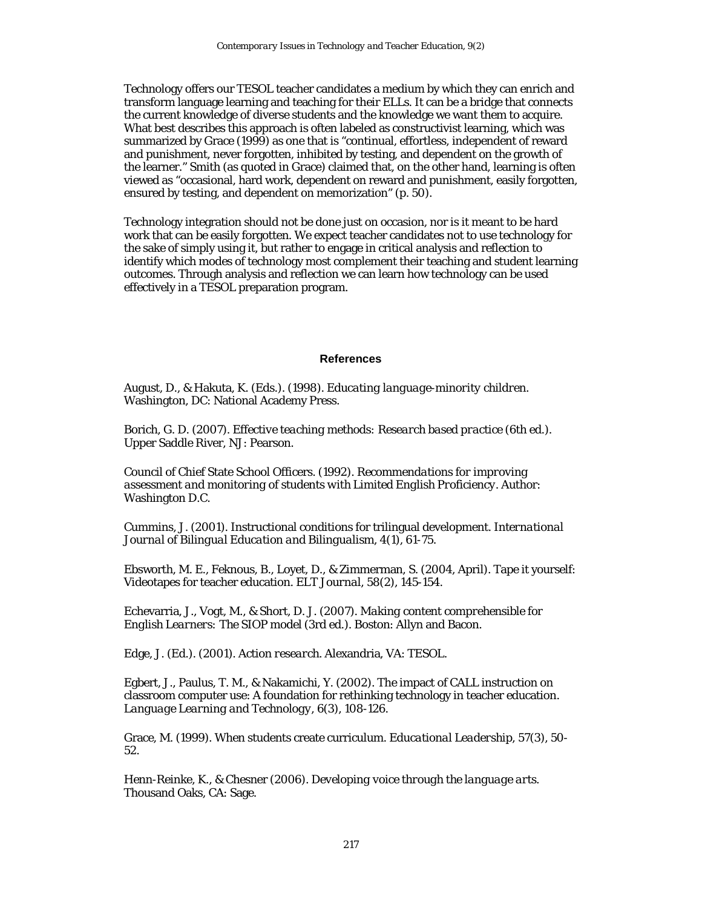Technology offers our TESOL teacher candidates a medium by which they can enrich and transform language learning and teaching for their ELLs. It can be a bridge that connects the current knowledge of diverse students and the knowledge we want them to acquire. What best describes this approach is often labeled as constructivist learning, which was summarized by Grace (1999) as one that is "continual, effortless, independent of reward and punishment, never forgotten, inhibited by testing, and dependent on the growth of the learner." Smith (as quoted in Grace) claimed that, on the other hand, learning is often viewed as "occasional, hard work, dependent on reward and punishment, easily forgotten, ensured by testing, and dependent on memorization" (p. 50).

Technology integration should not be done just on occasion, nor is it meant to be hard work that can be easily forgotten. We expect teacher candidates not to use technology for the sake of simply using it, but rather to engage in critical analysis and reflection to identify which modes of technology most complement their teaching and student learning outcomes. Through analysis and reflection we can learn how technology can be used effectively in a TESOL preparation program.

## References

August, D., & Hakuta, K. (Eds.). (1998). *Educating language-minority children*. Washington, DC: National Academy Press.

Borich, G. D. (2007). *Effective teaching methods: Research based practice* (6th ed.). Upper Saddle River, NJ: Pearson.

Council of Chief State School Officers. (1992). *Recommendations for improving assessment and monitoring of students with Limited English Proficiency*. Author: Washington D.C.

Cummins, J. (2001). Instructional conditions for trilingual development. *International Journal of Bilingual Education and Bilingualism*, 4(1), 61-75.

Ebsworth, M. E., Feknous, B., Loyet, D., & Zimmerman, S. (2004, April). Tape it yourself: Videotapes for teacher education. *ELT Journal*, 58(2), 145-154.

Echevarria, J., Vogt, M., & Short, D. J. (2007). *Making content comprehensible for English Learners: The SIOP model* (3rd ed.). Boston: Allyn and Bacon.

Edge, J. (Ed.). (2001). *Action research*. Alexandria, VA: TESOL.

Egbert, J., Paulus, T. M., & Nakamichi, Y. (2002). The impact of CALL instruction on classroom computer use: A foundation for rethinking technology in teacher education. *Language Learning and Technology*, 6(3), 108-126.

Grace, M. (1999). When students create curriculum. *Educational Leadership*, 57(3), 50-52.

Henn-Reinke, K., & Chesner (2006). *Developing voice through the language arts*. Thousand Oaks, CA: Sage.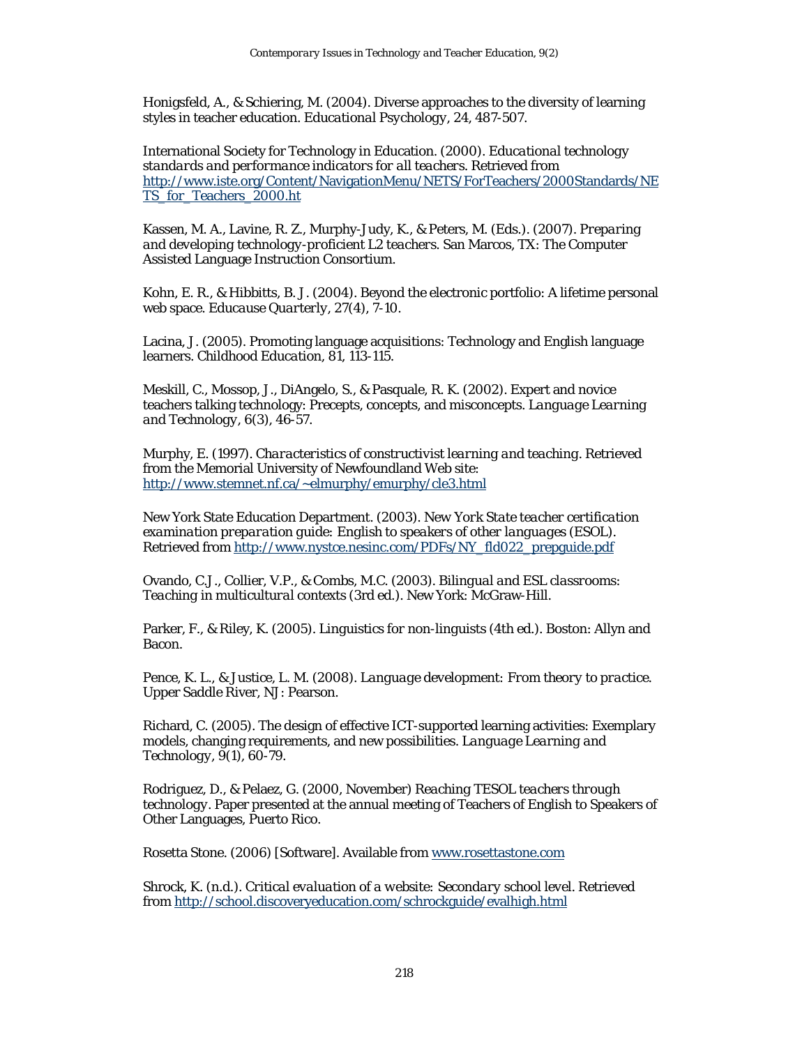Honigsfeld, A., & Schiering, M. (2004). Diverse approaches to the diversity of learning styles in teacher education. *Educational Psychology, 24*, 487-507.

International Society for Technology in Education. (2000). *Educational technology standards and performance indicators for all teachers.* Retrieved from http://www.iste.org/Content/NavigationMenu/NETS/ForTeachers/2000Standards/NETS_for_Teachers_2000.ht

Kassen, M. A., Lavine, R. Z., Murphy-Judy, K., & Peters, M. (Eds.). (2007). *Preparing and developing technology-proficient L2 teachers.* San Marcos, TX: The Computer Assisted Language Instruction Consortium.

Kohn, E. R., & Hibbitts, B. J. (2004). Beyond the electronic portfolio: A lifetime personal web space. *Educause Quarterly, 27*(4), 7-10.

Lacina, J. (2005). Promoting language acquisitions: Technology and English language learners. *Childhood Education, 81*, 113-115.

Meskill, C., Mossop, J., DiAngelo, S., & Pasquale, R. K. (2002). Expert and novice teachers talking technology: Precepts, concepts, and misconcepts. *Language Learning and Technology, 6*(3), 46-57.

Murphy, E. (1997). *Characteristics of constructivist learning and teaching.* Retrieved from the Memorial University of Newfoundland Web site: http://www.stemnet.nf.ca/~elmurphy/emurphy/cle3.html

New York State Education Department. (2003). *New York State teacher certification examination preparation guide: English to speakers of other languages (ESOL).* Retrieved from http://www.nystce.nesinc.com/PDFs/NY_fld022_prepguide.pdf

Ovando, C.J., Collier, V.P., & Combs, M.C. (2003). *Bilingual and ESL classrooms: Teaching in multicultural contexts* (3rd ed.). New York: McGraw-Hill.

Parker, F., & Riley, K. (2005). Linguistics for non-linguists (4th ed.). Boston: Allyn and Bacon.

Pence, K. L., & Justice, L. M. (2008). *Language development: From theory to practice.* Upper Saddle River, NJ: Pearson.

Richard, C. (2005). The design of effective ICT-supported learning activities: Exemplary models, changing requirements, and new possibilities. *Language Learning and Technology, 9*(1), 60-79.

Rodriguez, D., & Pelaez, G. (2000, November) *Reaching TESOL teachers through technology.* Paper presented at the annual meeting of Teachers of English to Speakers of Other Languages, Puerto Rico.

Rosetta Stone. (2006) [Software]. Available from www.rosettastone.com

Shrock, K. (n.d.). *Critical evaluation of a website: Secondary school level.* Retrieved from http://school.discoveryeducation.com/schrockguide/evalhigh.html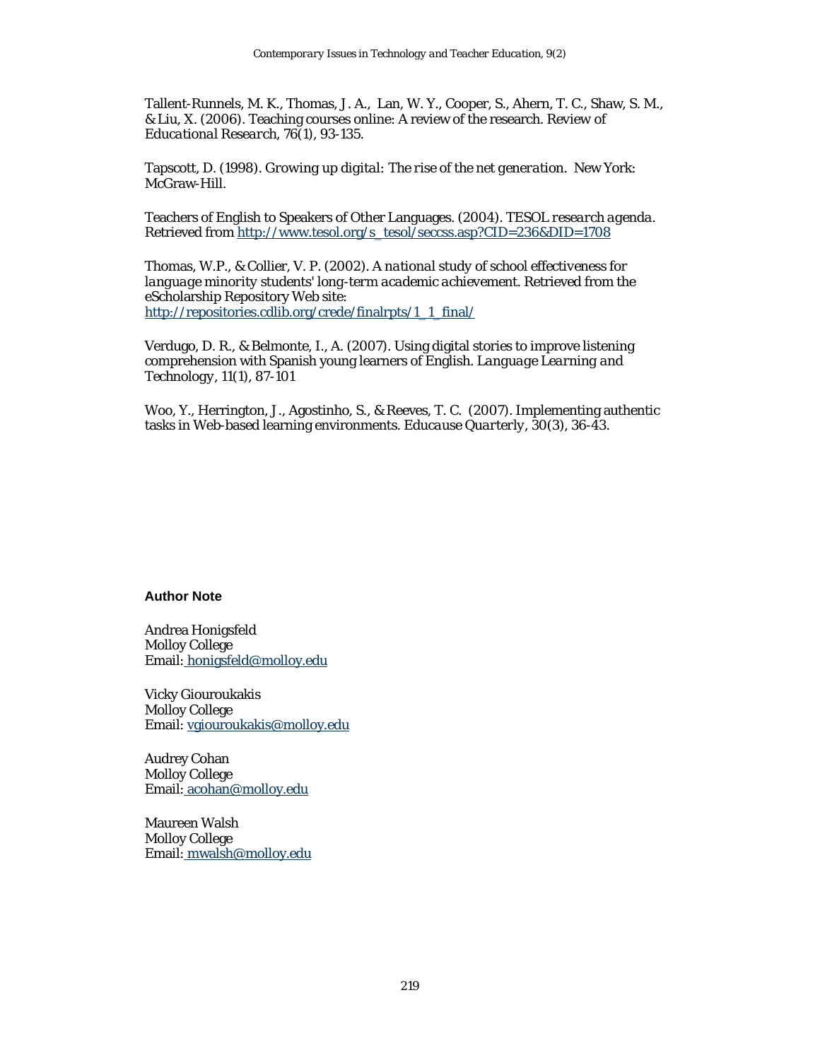Tallent-Runnels, M. K., Thomas, J. A., Lan, W. Y., Cooper, S., Ahern, T. C., Shaw, S. M., & Liu, X. (2006). Teaching courses online: A review of the research. Review of *Educational Research*, *76*(1), 93-135.

Tapscott, D. (1998). *Growing up digital: The rise of the net generation.* New York: McGraw-Hill.

Teachers of English to Speakers of Other Languages. (2004). *TESOL research agenda.* Retrieved from http://www.tesol.org/s_tesol/seccss.asp?CID=236&DID=1708

Thomas, W.P., & Collier, V. P. (2002). *A national study of school effectiveness for language minority students' long-term academic achievement.* Retrieved from the eScholarship Repository Web site: http://repositories.cdlib.org/crede/finalrpts/1_1_final/

Verdugo, D. R., & Belmonte, I., A. (2007). Using digital stories to improve listening comprehension with Spanish young learners of English. *Language Learning and Technology*, *11*(1), 87-101

Woo, Y., Herrington, J., Agostinho, S., & Reeves, T. C. (2007). Implementing authentic tasks in Web-based learning environments. *Educause Quarterly*, *30*(3), 36-43.

**Author Note**

Andrea Honigsfeld
Molloy College
Email: honigsfeld@molloy.edu

Vicky Giouroukakis
Molloy College
Email: vgiouroukakis@molloy.edu

Audrey Cohan
Molloy College
Email: acohan@molloy.edu

Maureen Walsh
Molloy College
Email: mwalsh@molloy.edu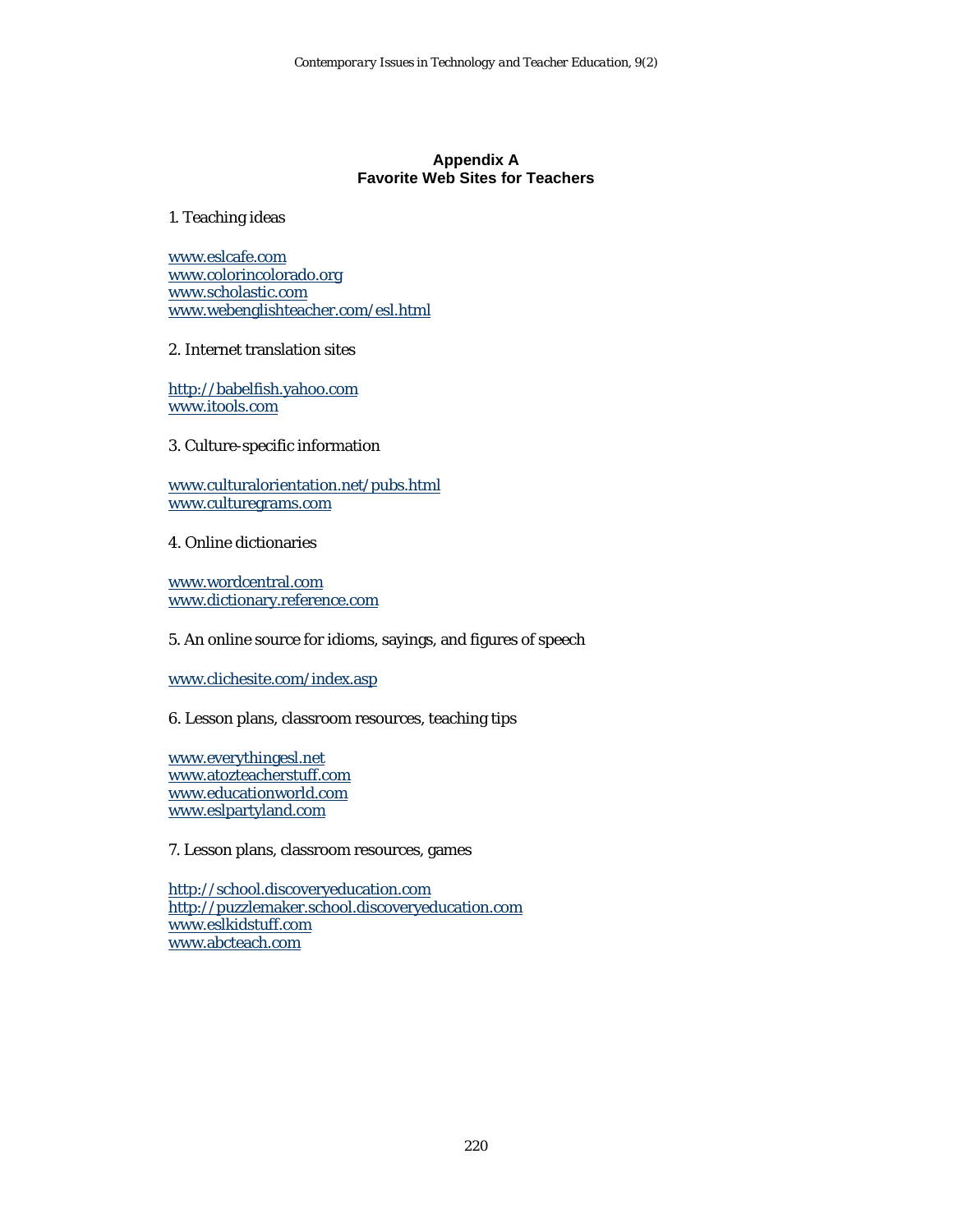## Appendix A
## Favorite Web Sites for Teachers

1. Teaching ideas

www.eslcafe.com
www.colorincolorado.org
www.scholastic.com
www.webenglishteacher.com/esl.html

2. Internet translation sites

http://babelfish.yahoo.com
www.itools.com

3. Culture-specific information

www.culturalorientation.net/pubs.html
www.culturegrams.com

4. Online dictionaries

www.wordcentral.com
www.dictionary.reference.com

5. An online source for idioms, sayings, and figures of speech

www.clichesite.com/index.asp

6. Lesson plans, classroom resources, teaching tips

www.everythingesl.net
www.atozteacherstuff.com
www.educationworld.com
www.eslpartyland.com

7. Lesson plans, classroom resources, games

http://school.discoveryeducation.com
http://puzzlemaker.school.discoveryeducation.com
www.eslkidstuff.com
www.abcteach.com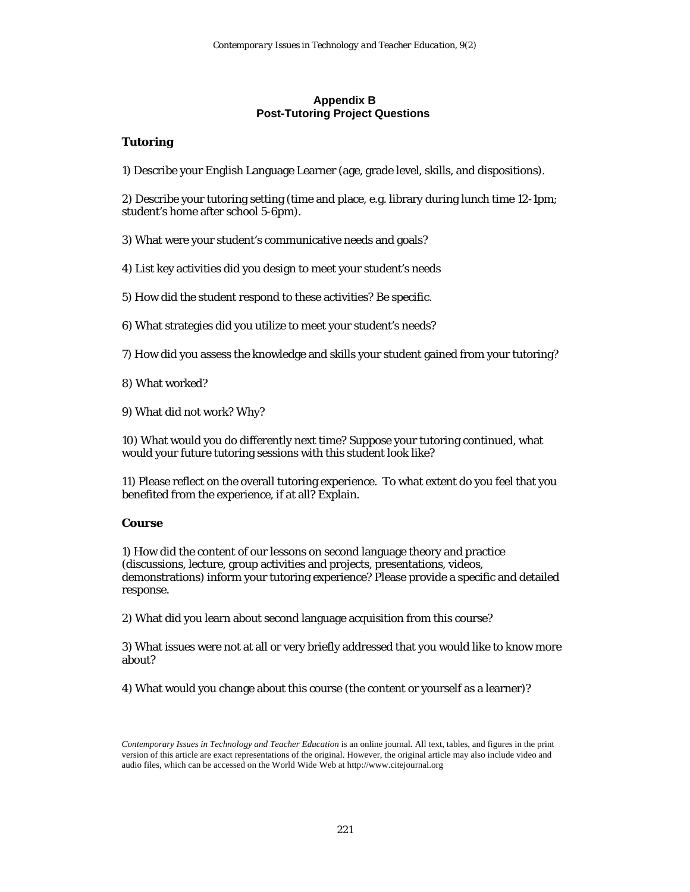## Appendix B
## Post-Tutoring Project Questions

### Tutoring

1) Describe your English Language Learner (age, grade level, skills, and dispositions).

2) Describe your tutoring setting (time and place, e.g. library during lunch time 12-1pm; student's home after school 5-6pm).

3) What were your student's communicative needs and goals?

4) List key activities did you design to meet your student's needs

5) How did the student respond to these activities? Be specific.

6) What strategies did you utilize to meet your student's needs?

7) How did you assess the knowledge and skills your student gained from your tutoring?

8) What worked?

9) What did not work? Why?

10) What would you do differently next time? Suppose your tutoring continued, what would your future tutoring sessions with this student look like?

11) Please reflect on the overall tutoring experience. To what extent do you feel that you benefited from the experience, if at all? Explain.

### Course

1) How did the content of our lessons on second language theory and practice (discussions, lecture, group activities and projects, presentations, videos, demonstrations) inform your tutoring experience? Please provide a specific and detailed response.

2) What did you learn about second language acquisition from this course?

3) What issues were not at all or very briefly addressed that you would like to know more about?

4) What would you change about this course (the content or yourself as a learner)?

*Contemporary Issues in Technology and Teacher Education* is an online journal. All text, tables, and figures in the print version of this article are exact representations of the original. However, the original article may also include video and audio files, which can be accessed on the World Wide Web at http://www.citejournal.org